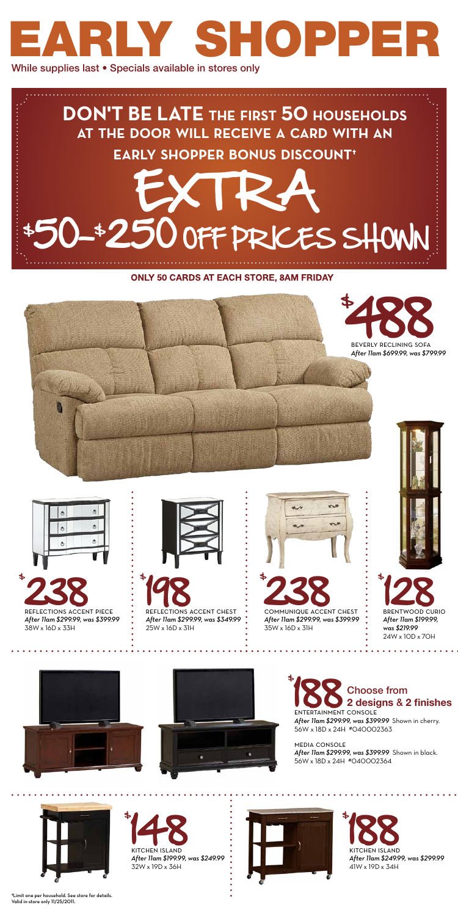# EARLY SHOPPER

While supplies last • Specials available in stores only

## DON'T BE LATE THE FIRST 50 HOUSEHOLDS AT THE DOOR WILL RECEIVE A CARD WITH AN EARLY SHOPPER BONUS DISCOUNT†

## EXTRA $50-$250 OFF PRICES SHOWN

**ONLY 50 CARDS AT EACH STORE, 8AM FRIDAY**

**$488**
BEVERLY RECLINING SOFA
*After 11am $699.99, was $799.99*

**$238**
REFLECTIONS ACCENT PIECE
*After 11am $299.99, was $399.99*
38W x 16D x 33H

**$198**
REFLECTIONS ACCENT CHEST
*After 11am $299.99, was $349.99*
25W x 16D x 31H

**$238**
COMMUNIQUE ACCENT CHEST
*After 11am $299.99, was $399.99*
35W x 16D x 31H

**$128**
BRENTWOOD CURIO
*After 11am $199.99, was $219.99*
24W x 10D x 70H

**$188** **Choose from 2 designs & 2 finishes**

ENTERTAINMENT CONSOLE
*After 11am $299.99, was $399.99* Shown in cherry.
56W x 18D x 24H #040002363

MEDIA CONSOLE
*After 11am $299.99, was $399.99* Shown in black.
56W x 18D x 24H #040002364

**$148**
KITCHEN ISLAND
*After 11am $199.99, was $249.99*
32W x 19D x 36H

**$188**
KITCHEN ISLAND
*After 11am $249.99, was $299.99*
41W x 19D x 34H

†Limit one per household. See store for details. Valid in-store only 11/25/2011.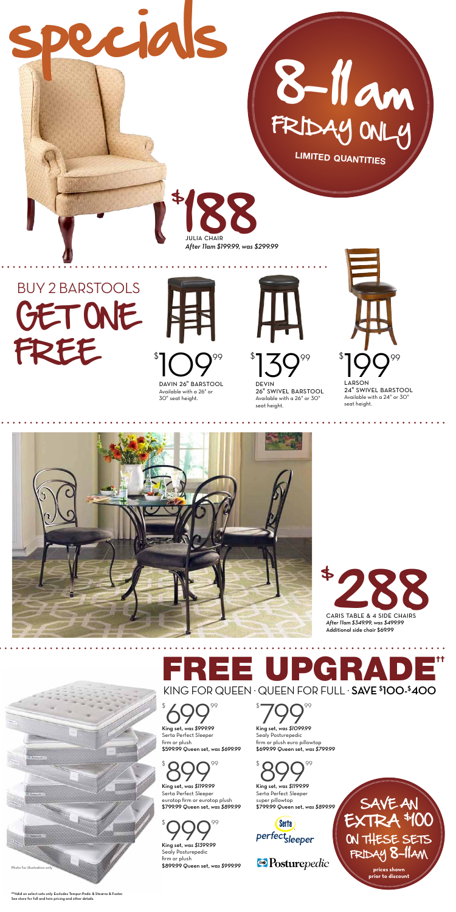# specials

## 8-11am FRIDAY ONLY

**LIMITED QUANTITIES**

**$188**
JULIA CHAIR
*After 11am $199.99, was $299.99*

## BUY 2 BARSTOOLS GET ONE FREE

**$109.99**
DAVIN 26" BARSTOOL
Available with a 26" or 30" seat height.

**$139.99**
DEVIN
26" SWIVEL BARSTOOL
Available with a 26" or 30" seat height.

**$199.99**
LARSON
24" SWIVEL BARSTOOL
Available with a 24" or 30" seat height.

**$288**
CARIS TABLE & 4 SIDE CHAIRS
*After 11am $349.99, was $499.99*
**Additional side chair $69.99**

## FREE UPGRADE††

KING FOR QUEEN · QUEEN FOR FULL · **SAVE $100-$400**

**$699.99**
**King set,** *was $999.99*
Serta Perfect Sleeper
firm or plush
**$599.99 Queen set,** *was $699.99*

**$799.99**
**King set,** *was $1099.99*
Sealy Posturepedic
firm or plush euro pillowtop
**$699.99 Queen set,** *was $799.99*

**$899.99**
**King set,** *was $1199.99*
Serta Perfect Sleeper
eurotop firm or eurotop plush
**$799.99 Queen set,** *was $899.99*

**$899.99**
**King set,** *was $1199.99*
Serta Perfect Sleeper
super pillowtop
**$799.99 Queen set,** *was $899.99*

**$999.99**
**King set,** *was $1399.99*
Sealy Posturepedic
firm or plush
**$899.99 Queen set,** *was $999.99*

Serta perfect sleeper

Posturepedic

**SAVE AN EXTRA $100 ON THESE SETS FRIDAY 8-11AM**

**prices shown prior to discount**

Photo for illustration only

††Valid on select sets only. Excludes Tempur-Pedic & Stearns & Foster. See store for full and twin pricing and other details.